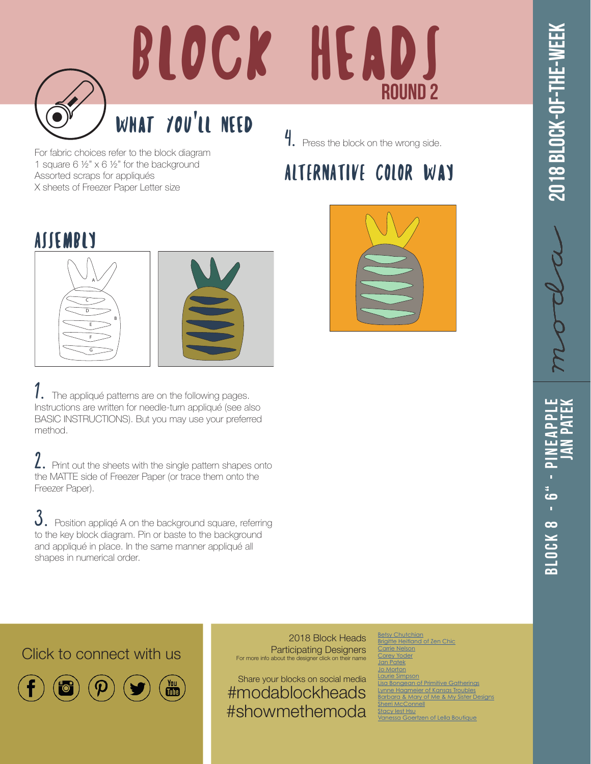# BLOCK HEADS

ROUND 2

2018 BLOCK-OF-THE-WEEK

moda

BLOCK 8 - 6" - PINEAPPLE
JAN PATEK

## WHAT YOU'LL NEED

For fabric choices refer to the block diagram
1 square 6 ½" x 6 ½" for the background
Assorted scraps for appliqués
X sheets of Freezer Paper Letter size

## ASSEMBLY

A
B
C
D
E
F
G

1. The appliqué patterns are on the following pages. Instructions are written for needle-turn appliqué (see also BASIC INSTRUCTIONS). But you may use your preferred method.

2. Print out the sheets with the single pattern shapes onto the MATTE side of Freezer Paper (or trace them onto the Freezer Paper).

3. Position appliqé A on the background square, referring to the key block diagram. Pin or baste to the background and appliqué in place. In the same manner appliqué all shapes in numerical order.

4. Press the block on the wrong side.

## ALTERNATIVE COLOR WAY

Click to connect with us

2018 Block Heads
Participating Designers
For more info about the designer click on their name

- Betsy Chutchian
- Brigitte Heitland of Zen Chic
- Carrie Nelson
- Corey Yoder
- Jan Patek
- Jo Morton
- Laurie Simpson
- Lisa Bongean of Primitive Gatherings
- Lynne Hagmeier of Kansas Troubles
- Barbara & Mary of Me & My Sister Designs
- Sherri McConnell
- Stacy Iest Hsu
- Vanessa Goertzen of Lella Boutique

Share your blocks on social media
#modablockheads
#showmethemoda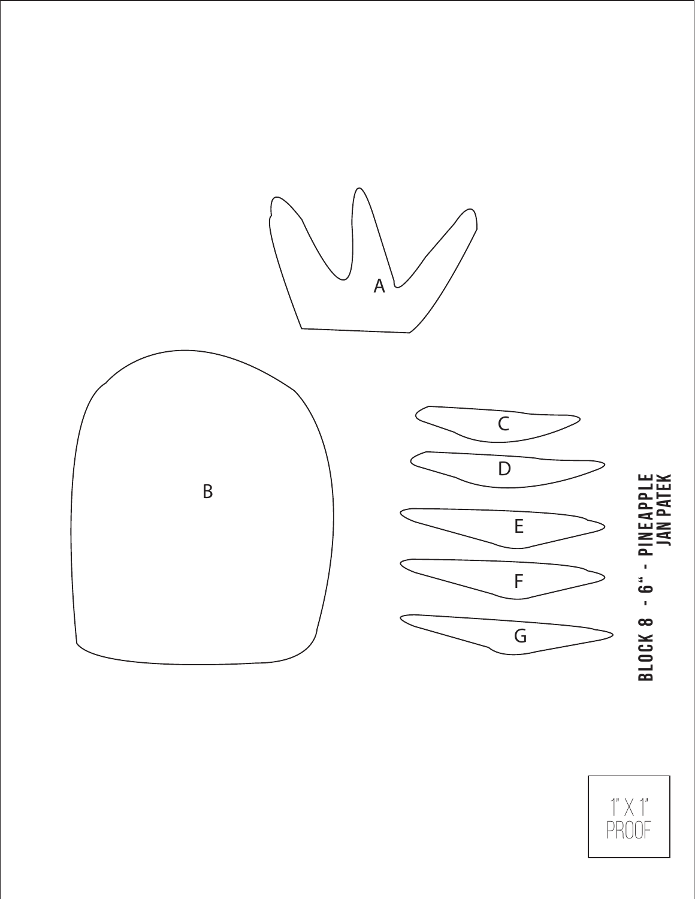A

B

C

D

E

F

G

**BLOCK 8 - 6" - PINEAPPLE**
**JAN PATEK**

1" X 1"
PROOF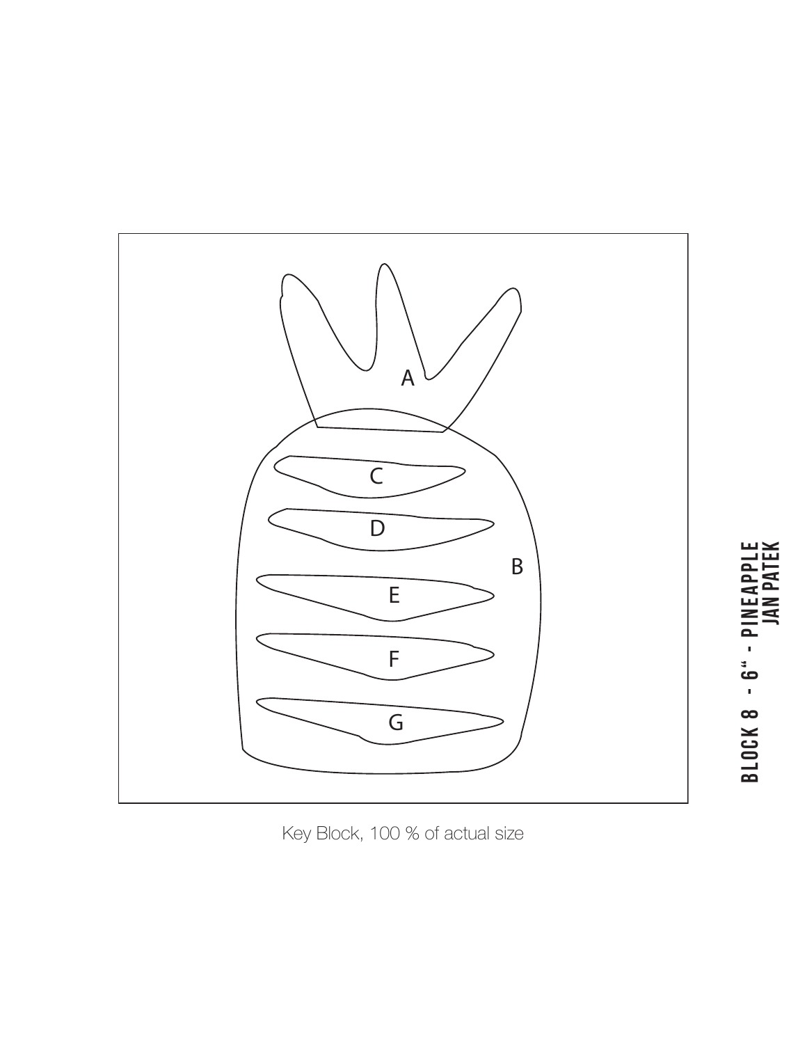A

C

D

B

E

F

G

Key Block, 100 % of actual size

BLOCK 8 - 6" - PINEAPPLE
JAN PATEK